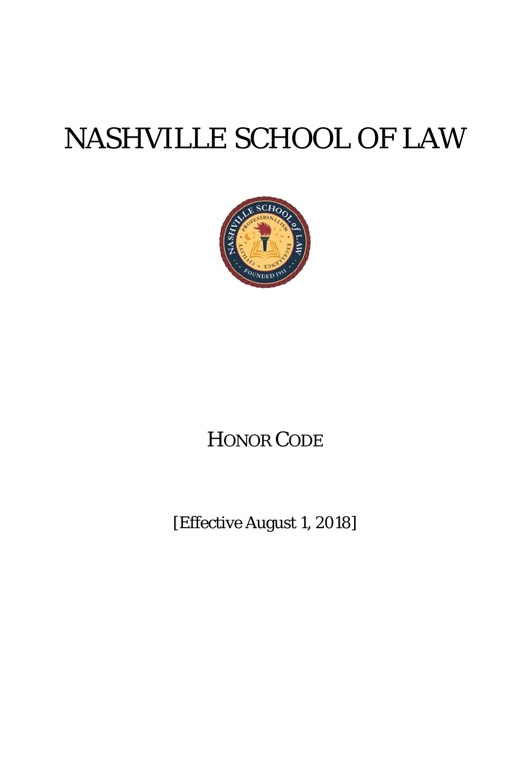# NASHVILLE SCHOOL OF LAW

HONOR CODE

[Effective August 1, 2018]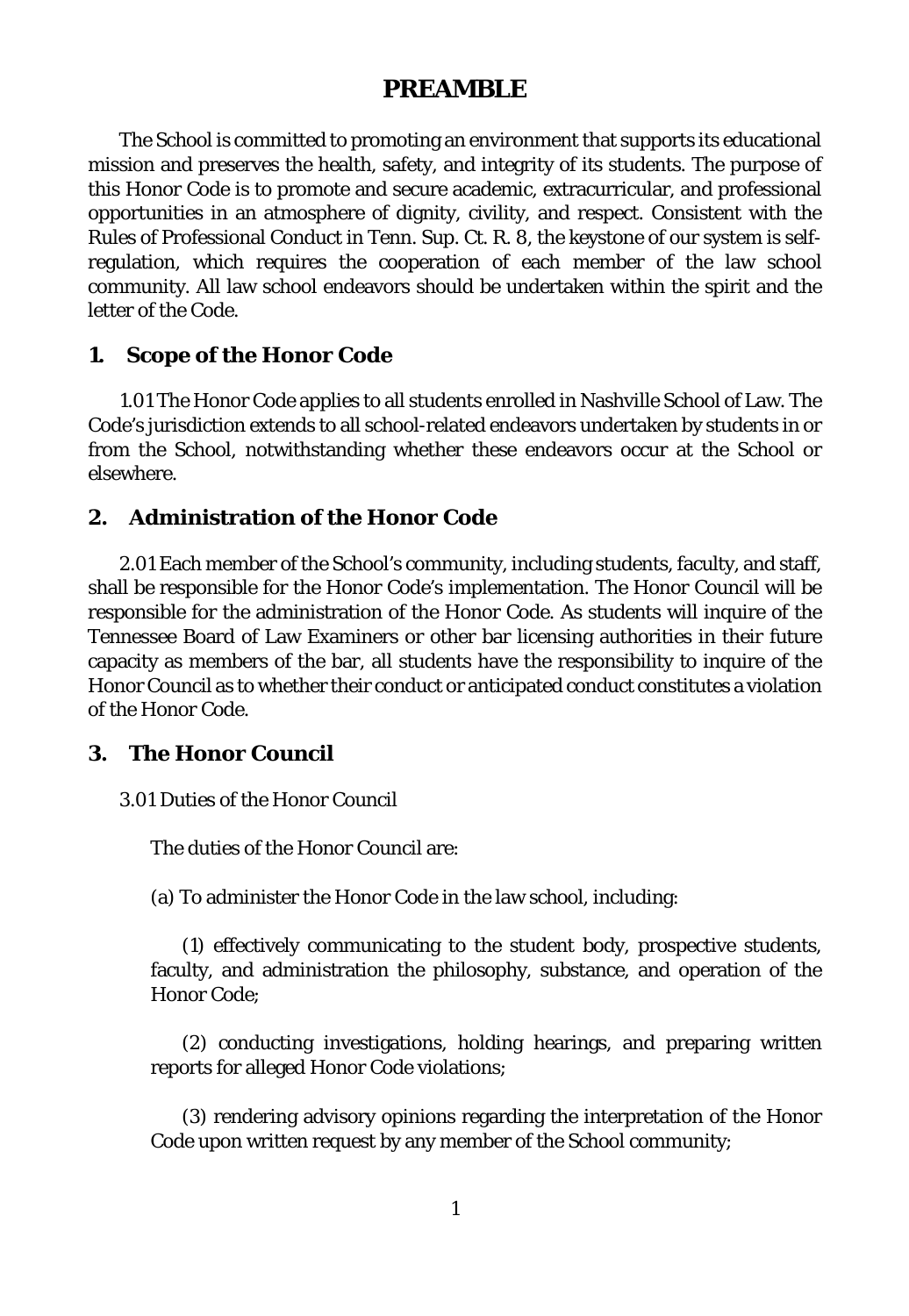# PREAMBLE

The School is committed to promoting an environment that supports its educational mission and preserves the health, safety, and integrity of its students. The purpose of this Honor Code is to promote and secure academic, extracurricular, and professional opportunities in an atmosphere of dignity, civility, and respect. Consistent with the Rules of Professional Conduct in Tenn. Sup. Ct. R. 8, the keystone of our system is self-regulation, which requires the cooperation of each member of the law school community. All law school endeavors should be undertaken within the spirit and the letter of the Code.

## 1. Scope of the Honor Code

1.01 The Honor Code applies to all students enrolled in Nashville School of Law. The Code's jurisdiction extends to all school-related endeavors undertaken by students in or from the School, notwithstanding whether these endeavors occur at the School or elsewhere.

## 2. Administration of the Honor Code

2.01 Each member of the School's community, including students, faculty, and staff, shall be responsible for the Honor Code's implementation. The Honor Council will be responsible for the administration of the Honor Code. As students will inquire of the Tennessee Board of Law Examiners or other bar licensing authorities in their future capacity as members of the bar, all students have the responsibility to inquire of the Honor Council as to whether their conduct or anticipated conduct constitutes a violation of the Honor Code.

## 3. The Honor Council

3.01 Duties of the Honor Council

The duties of the Honor Council are:

(a) To administer the Honor Code in the law school, including:

(1) effectively communicating to the student body, prospective students, faculty, and administration the philosophy, substance, and operation of the Honor Code;

(2) conducting investigations, holding hearings, and preparing written reports for alleged Honor Code violations;

(3) rendering advisory opinions regarding the interpretation of the Honor Code upon written request by any member of the School community;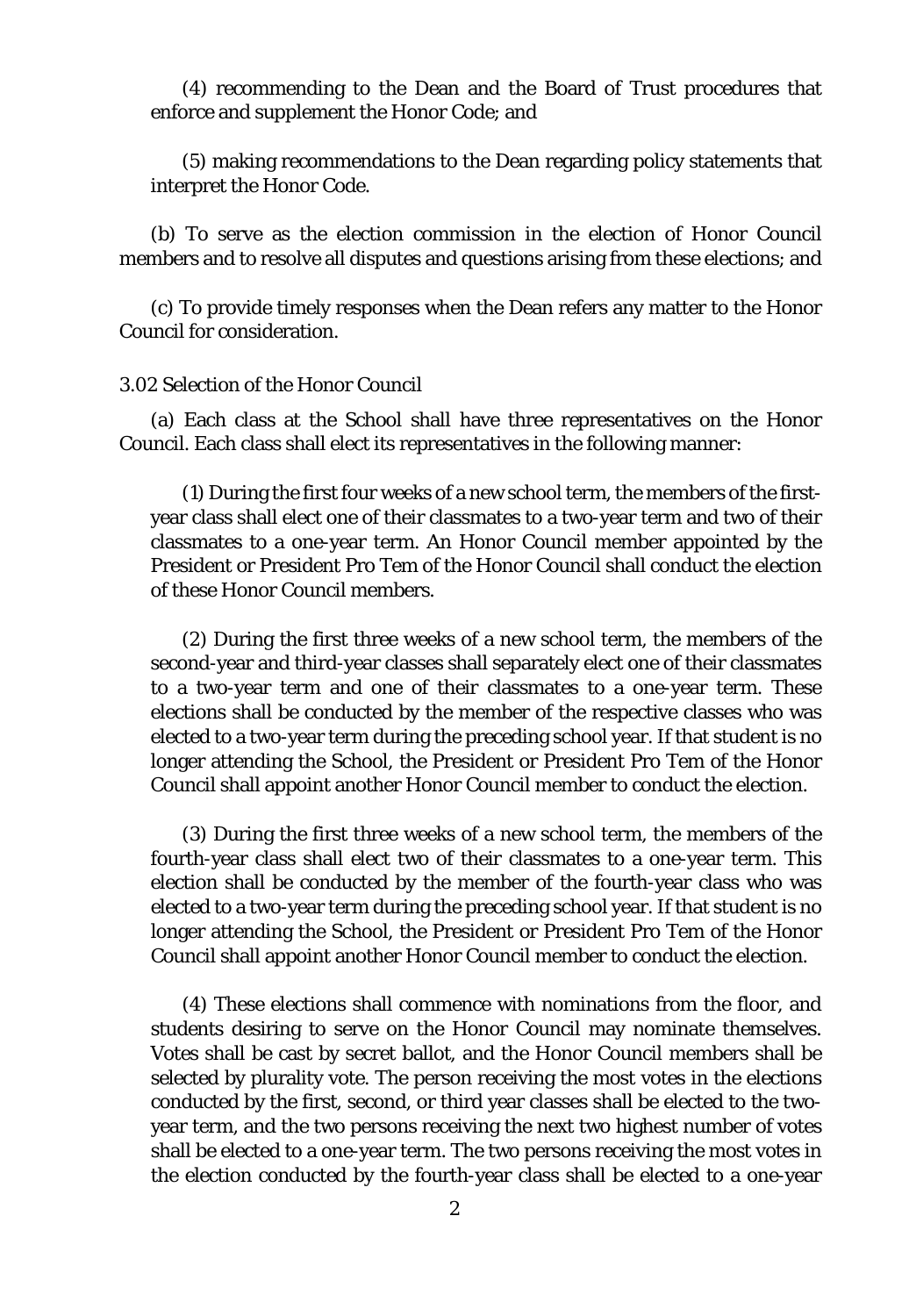(4) recommending to the Dean and the Board of Trust procedures that enforce and supplement the Honor Code; and

(5) making recommendations to the Dean regarding policy statements that interpret the Honor Code.

(b) To serve as the election commission in the election of Honor Council members and to resolve all disputes and questions arising from these elections; and

(c) To provide timely responses when the Dean refers any matter to the Honor Council for consideration.

3.02 Selection of the Honor Council

(a) Each class at the School shall have three representatives on the Honor Council. Each class shall elect its representatives in the following manner:

(1) During the first four weeks of a new school term, the members of the first-year class shall elect one of their classmates to a two-year term and two of their classmates to a one-year term. An Honor Council member appointed by the President or President Pro Tem of the Honor Council shall conduct the election of these Honor Council members.

(2) During the first three weeks of a new school term, the members of the second-year and third-year classes shall separately elect one of their classmates to a two-year term and one of their classmates to a one-year term. These elections shall be conducted by the member of the respective classes who was elected to a two-year term during the preceding school year. If that student is no longer attending the School, the President or President Pro Tem of the Honor Council shall appoint another Honor Council member to conduct the election.

(3) During the first three weeks of a new school term, the members of the fourth-year class shall elect two of their classmates to a one-year term. This election shall be conducted by the member of the fourth-year class who was elected to a two-year term during the preceding school year. If that student is no longer attending the School, the President or President Pro Tem of the Honor Council shall appoint another Honor Council member to conduct the election.

(4) These elections shall commence with nominations from the floor, and students desiring to serve on the Honor Council may nominate themselves. Votes shall be cast by secret ballot, and the Honor Council members shall be selected by plurality vote. The person receiving the most votes in the elections conducted by the first, second, or third year classes shall be elected to the two-year term, and the two persons receiving the next two highest number of votes shall be elected to a one-year term. The two persons receiving the most votes in the election conducted by the fourth-year class shall be elected to a one-year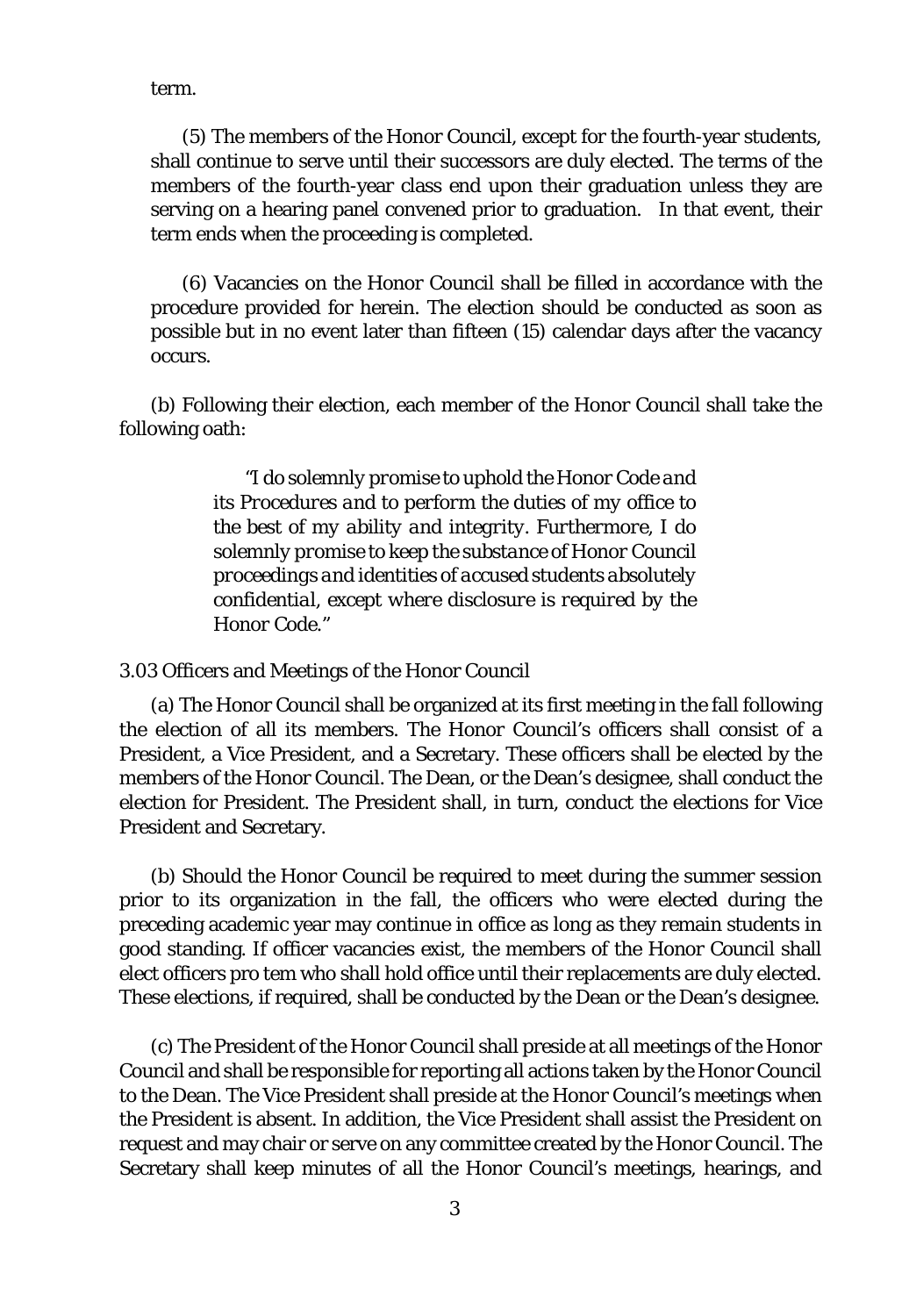term.

(5) The members of the Honor Council, except for the fourth-year students, shall continue to serve until their successors are duly elected. The terms of the members of the fourth-year class end upon their graduation unless they are serving on a hearing panel convened prior to graduation. In that event, their term ends when the proceeding is completed.

(6) Vacancies on the Honor Council shall be filled in accordance with the procedure provided for herein. The election should be conducted as soon as possible but in no event later than fifteen (15) calendar days after the vacancy occurs.

(b) Following their election, each member of the Honor Council shall take the following oath:

> *"I do solemnly promise to uphold the Honor Code and its Procedures and to perform the duties of my office to the best of my ability and integrity. Furthermore, I do solemnly promise to keep the substance of Honor Council proceedings and identities of accused students absolutely confidential, except where disclosure is required by the Honor Code."*

3.03 Officers and Meetings of the Honor Council

(a) The Honor Council shall be organized at its first meeting in the fall following the election of all its members. The Honor Council's officers shall consist of a President, a Vice President, and a Secretary. These officers shall be elected by the members of the Honor Council. The Dean, or the Dean's designee, shall conduct the election for President. The President shall, in turn, conduct the elections for Vice President and Secretary.

(b) Should the Honor Council be required to meet during the summer session prior to its organization in the fall, the officers who were elected during the preceding academic year may continue in office as long as they remain students in good standing. If officer vacancies exist, the members of the Honor Council shall elect officers pro tem who shall hold office until their replacements are duly elected. These elections, if required, shall be conducted by the Dean or the Dean's designee.

(c) The President of the Honor Council shall preside at all meetings of the Honor Council and shall be responsible for reporting all actions taken by the Honor Council to the Dean. The Vice President shall preside at the Honor Council's meetings when the President is absent. In addition, the Vice President shall assist the President on request and may chair or serve on any committee created by the Honor Council. The Secretary shall keep minutes of all the Honor Council's meetings, hearings, and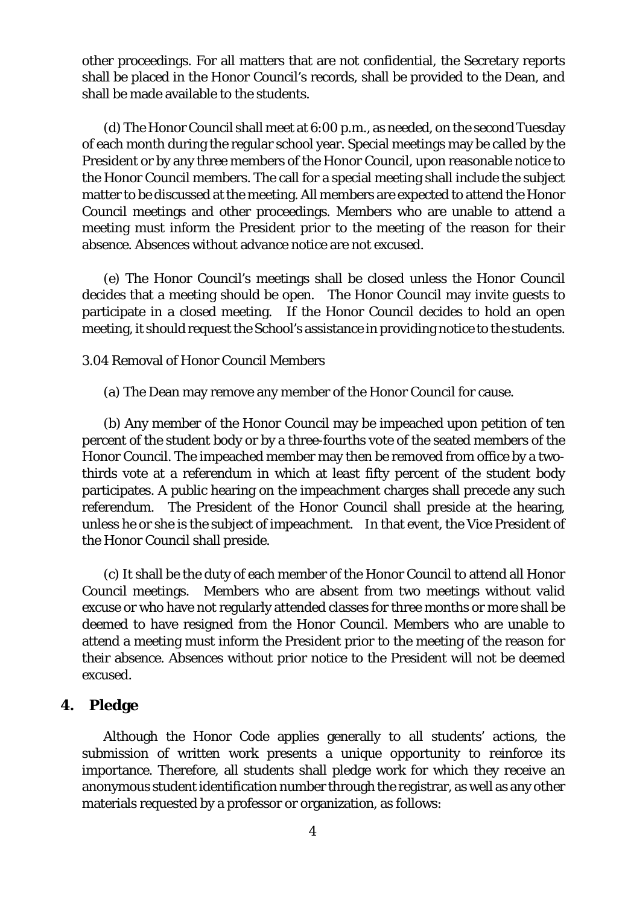other proceedings. For all matters that are not confidential, the Secretary reports shall be placed in the Honor Council's records, shall be provided to the Dean, and shall be made available to the students.

(d) The Honor Council shall meet at 6:00 p.m., as needed, on the second Tuesday of each month during the regular school year. Special meetings may be called by the President or by any three members of the Honor Council, upon reasonable notice to the Honor Council members. The call for a special meeting shall include the subject matter to be discussed at the meeting. All members are expected to attend the Honor Council meetings and other proceedings. Members who are unable to attend a meeting must inform the President prior to the meeting of the reason for their absence. Absences without advance notice are not excused.

(e) The Honor Council's meetings shall be closed unless the Honor Council decides that a meeting should be open. The Honor Council may invite guests to participate in a closed meeting. If the Honor Council decides to hold an open meeting, it should request the School's assistance in providing notice to the students.

3.04 Removal of Honor Council Members

(a) The Dean may remove any member of the Honor Council for cause.

(b) Any member of the Honor Council may be impeached upon petition of ten percent of the student body or by a three-fourths vote of the seated members of the Honor Council. The impeached member may then be removed from office by a two-thirds vote at a referendum in which at least fifty percent of the student body participates. A public hearing on the impeachment charges shall precede any such referendum. The President of the Honor Council shall preside at the hearing, unless he or she is the subject of impeachment. In that event, the Vice President of the Honor Council shall preside.

(c) It shall be the duty of each member of the Honor Council to attend all Honor Council meetings. Members who are absent from two meetings without valid excuse or who have not regularly attended classes for three months or more shall be deemed to have resigned from the Honor Council. Members who are unable to attend a meeting must inform the President prior to the meeting of the reason for their absence. Absences without prior notice to the President will not be deemed excused.

## 4. Pledge

Although the Honor Code applies generally to all students' actions, the submission of written work presents a unique opportunity to reinforce its importance. Therefore, all students shall pledge work for which they receive an anonymous student identification number through the registrar, as well as any other materials requested by a professor or organization, as follows: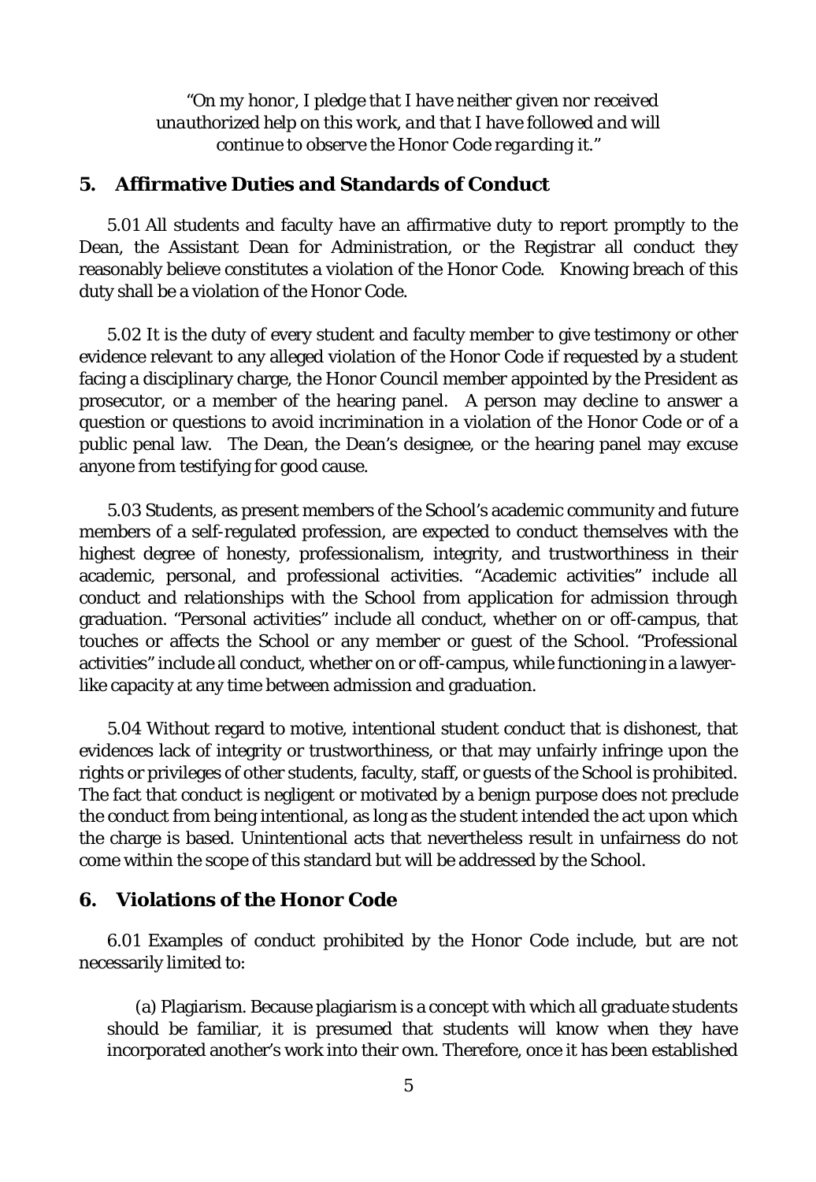*"On my honor, I pledge that I have neither given nor received unauthorized help on this work, and that I have followed and will continue to observe the Honor Code regarding it."*

## 5. Affirmative Duties and Standards of Conduct

5.01 All students and faculty have an affirmative duty to report promptly to the Dean, the Assistant Dean for Administration, or the Registrar all conduct they reasonably believe constitutes a violation of the Honor Code. Knowing breach of this duty shall be a violation of the Honor Code.

5.02 It is the duty of every student and faculty member to give testimony or other evidence relevant to any alleged violation of the Honor Code if requested by a student facing a disciplinary charge, the Honor Council member appointed by the President as prosecutor, or a member of the hearing panel. A person may decline to answer a question or questions to avoid incrimination in a violation of the Honor Code or of a public penal law. The Dean, the Dean's designee, or the hearing panel may excuse anyone from testifying for good cause.

5.03 Students, as present members of the School's academic community and future members of a self-regulated profession, are expected to conduct themselves with the highest degree of honesty, professionalism, integrity, and trustworthiness in their academic, personal, and professional activities. "Academic activities" include all conduct and relationships with the School from application for admission through graduation. "Personal activities" include all conduct, whether on or off-campus, that touches or affects the School or any member or guest of the School. "Professional activities" include all conduct, whether on or off-campus, while functioning in a lawyer-like capacity at any time between admission and graduation.

5.04 Without regard to motive, intentional student conduct that is dishonest, that evidences lack of integrity or trustworthiness, or that may unfairly infringe upon the rights or privileges of other students, faculty, staff, or guests of the School is prohibited. The fact that conduct is negligent or motivated by a benign purpose does not preclude the conduct from being intentional, as long as the student intended the act upon which the charge is based. Unintentional acts that nevertheless result in unfairness do not come within the scope of this standard but will be addressed by the School.

## 6. Violations of the Honor Code

6.01 Examples of conduct prohibited by the Honor Code include, but are not necessarily limited to:

(a) Plagiarism. Because plagiarism is a concept with which all graduate students should be familiar, it is presumed that students will know when they have incorporated another's work into their own. Therefore, once it has been established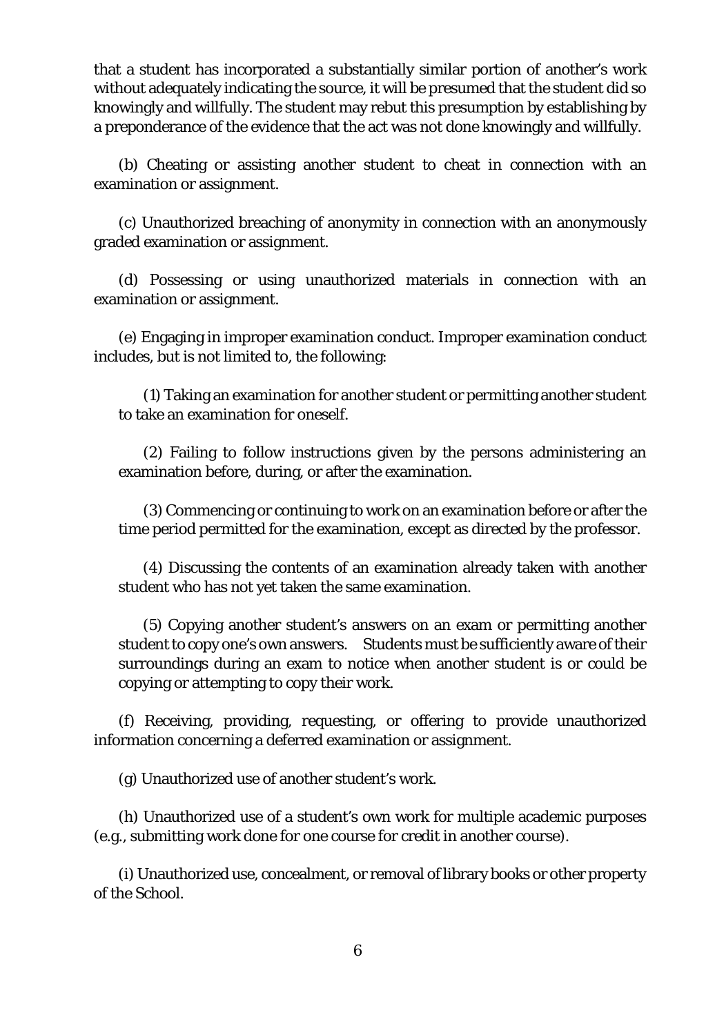that a student has incorporated a substantially similar portion of another's work without adequately indicating the source, it will be presumed that the student did so knowingly and willfully. The student may rebut this presumption by establishing by a preponderance of the evidence that the act was not done knowingly and willfully.

(b) Cheating or assisting another student to cheat in connection with an examination or assignment.

(c) Unauthorized breaching of anonymity in connection with an anonymously graded examination or assignment.

(d) Possessing or using unauthorized materials in connection with an examination or assignment.

(e) Engaging in improper examination conduct. Improper examination conduct includes, but is not limited to, the following:

(1) Taking an examination for another student or permitting another student to take an examination for oneself.

(2) Failing to follow instructions given by the persons administering an examination before, during, or after the examination.

(3) Commencing or continuing to work on an examination before or after the time period permitted for the examination, except as directed by the professor.

(4) Discussing the contents of an examination already taken with another student who has not yet taken the same examination.

(5) Copying another student's answers on an exam or permitting another student to copy one's own answers. Students must be sufficiently aware of their surroundings during an exam to notice when another student is or could be copying or attempting to copy their work.

(f) Receiving, providing, requesting, or offering to provide unauthorized information concerning a deferred examination or assignment.

(g) Unauthorized use of another student's work.

(h) Unauthorized use of a student's own work for multiple academic purposes (e.g., submitting work done for one course for credit in another course).

(i) Unauthorized use, concealment, or removal of library books or other property of the School.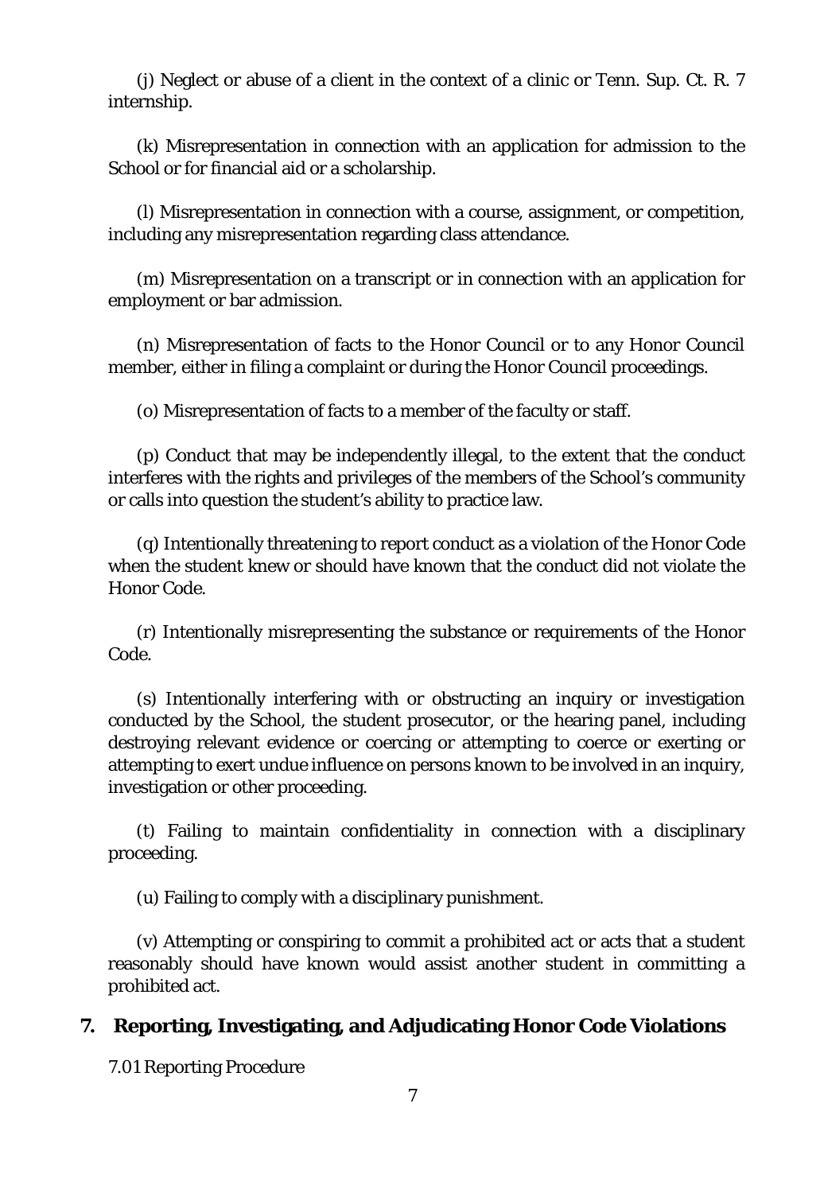(j) Neglect or abuse of a client in the context of a clinic or Tenn. Sup. Ct. R. 7 internship.

(k) Misrepresentation in connection with an application for admission to the School or for financial aid or a scholarship.

(l) Misrepresentation in connection with a course, assignment, or competition, including any misrepresentation regarding class attendance.

(m) Misrepresentation on a transcript or in connection with an application for employment or bar admission.

(n) Misrepresentation of facts to the Honor Council or to any Honor Council member, either in filing a complaint or during the Honor Council proceedings.

(o) Misrepresentation of facts to a member of the faculty or staff.

(p) Conduct that may be independently illegal, to the extent that the conduct interferes with the rights and privileges of the members of the School's community or calls into question the student's ability to practice law.

(q) Intentionally threatening to report conduct as a violation of the Honor Code when the student knew or should have known that the conduct did not violate the Honor Code.

(r) Intentionally misrepresenting the substance or requirements of the Honor Code.

(s) Intentionally interfering with or obstructing an inquiry or investigation conducted by the School, the student prosecutor, or the hearing panel, including destroying relevant evidence or coercing or attempting to coerce or exerting or attempting to exert undue influence on persons known to be involved in an inquiry, investigation or other proceeding.

(t) Failing to maintain confidentiality in connection with a disciplinary proceeding.

(u) Failing to comply with a disciplinary punishment.

(v) Attempting or conspiring to commit a prohibited act or acts that a student reasonably should have known would assist another student in committing a prohibited act.

## 7. Reporting, Investigating, and Adjudicating Honor Code Violations

7.01 Reporting Procedure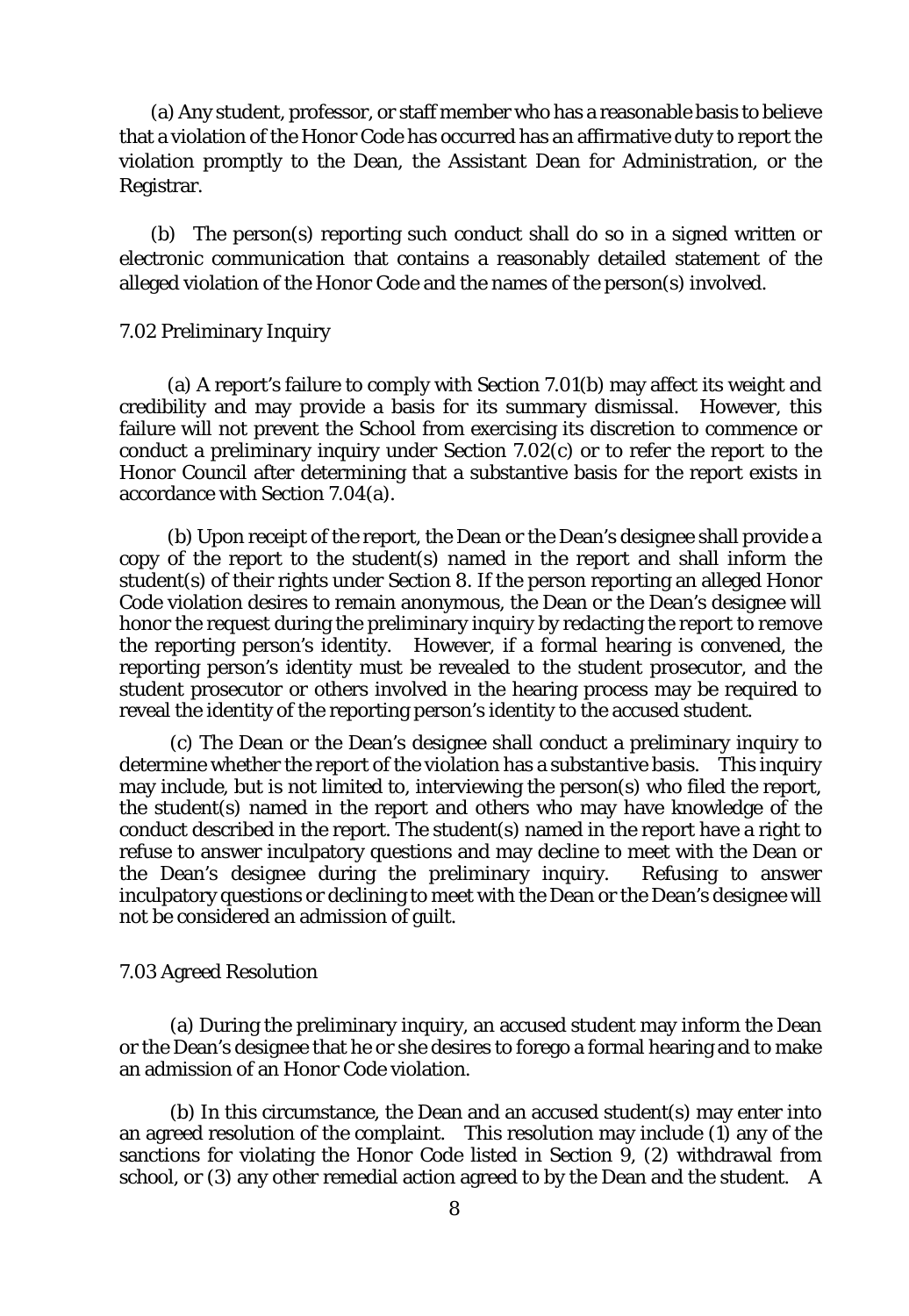(a) Any student, professor, or staff member who has a reasonable basis to believe that a violation of the Honor Code has occurred has an affirmative duty to report the violation promptly to the Dean, the Assistant Dean for Administration, or the Registrar.

(b) The person(s) reporting such conduct shall do so in a signed written or electronic communication that contains a reasonably detailed statement of the alleged violation of the Honor Code and the names of the person(s) involved.

### 7.02 Preliminary Inquiry

(a) A report's failure to comply with Section 7.01(b) may affect its weight and credibility and may provide a basis for its summary dismissal. However, this failure will not prevent the School from exercising its discretion to commence or conduct a preliminary inquiry under Section 7.02(c) or to refer the report to the Honor Council after determining that a substantive basis for the report exists in accordance with Section 7.04(a).

(b) Upon receipt of the report, the Dean or the Dean's designee shall provide a copy of the report to the student(s) named in the report and shall inform the student(s) of their rights under Section 8. If the person reporting an alleged Honor Code violation desires to remain anonymous, the Dean or the Dean's designee will honor the request during the preliminary inquiry by redacting the report to remove the reporting person's identity. However, if a formal hearing is convened, the reporting person's identity must be revealed to the student prosecutor, and the student prosecutor or others involved in the hearing process may be required to reveal the identity of the reporting person's identity to the accused student.

(c) The Dean or the Dean's designee shall conduct a preliminary inquiry to determine whether the report of the violation has a substantive basis. This inquiry may include, but is not limited to, interviewing the person(s) who filed the report, the student(s) named in the report and others who may have knowledge of the conduct described in the report. The student(s) named in the report have a right to refuse to answer inculpatory questions and may decline to meet with the Dean or the Dean's designee during the preliminary inquiry. Refusing to answer inculpatory questions or declining to meet with the Dean or the Dean's designee will not be considered an admission of guilt.

### 7.03 Agreed Resolution

(a) During the preliminary inquiry, an accused student may inform the Dean or the Dean's designee that he or she desires to forego a formal hearing and to make an admission of an Honor Code violation.

(b) In this circumstance, the Dean and an accused student(s) may enter into an agreed resolution of the complaint. This resolution may include (1) any of the sanctions for violating the Honor Code listed in Section 9, (2) withdrawal from school, or (3) any other remedial action agreed to by the Dean and the student. A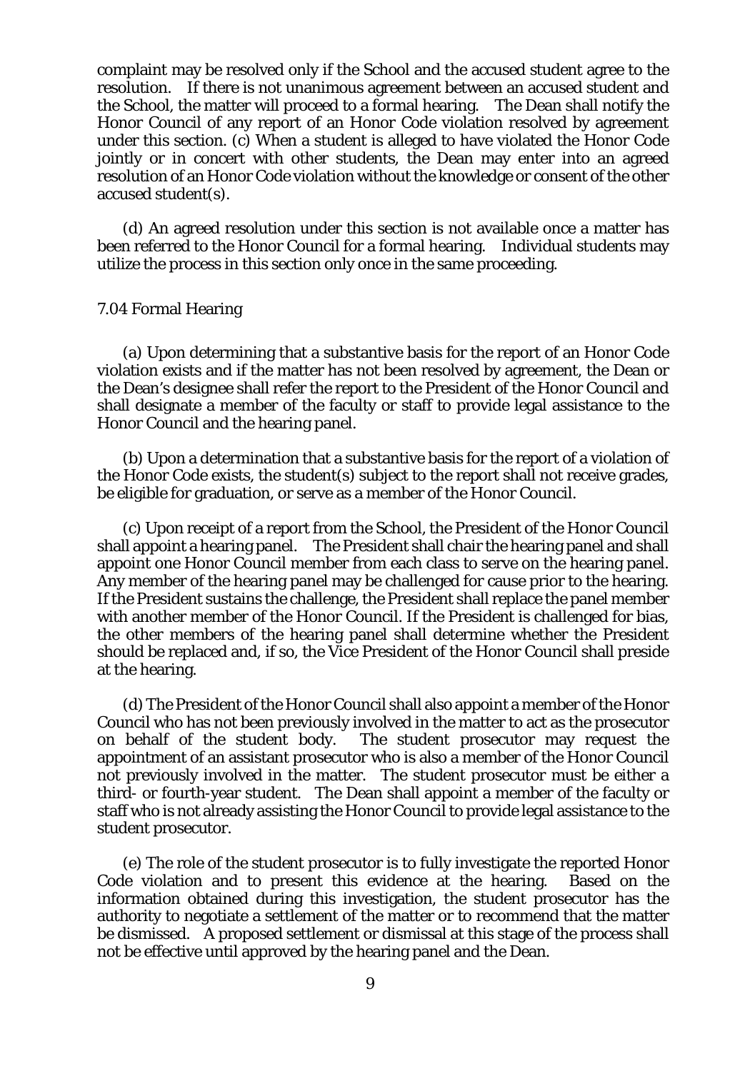complaint may be resolved only if the School and the accused student agree to the resolution. If there is not unanimous agreement between an accused student and the School, the matter will proceed to a formal hearing. The Dean shall notify the Honor Council of any report of an Honor Code violation resolved by agreement under this section. (c) When a student is alleged to have violated the Honor Code jointly or in concert with other students, the Dean may enter into an agreed resolution of an Honor Code violation without the knowledge or consent of the other accused student(s).

(d) An agreed resolution under this section is not available once a matter has been referred to the Honor Council for a formal hearing. Individual students may utilize the process in this section only once in the same proceeding.

7.04 Formal Hearing

(a) Upon determining that a substantive basis for the report of an Honor Code violation exists and if the matter has not been resolved by agreement, the Dean or the Dean's designee shall refer the report to the President of the Honor Council and shall designate a member of the faculty or staff to provide legal assistance to the Honor Council and the hearing panel.

(b) Upon a determination that a substantive basis for the report of a violation of the Honor Code exists, the student(s) subject to the report shall not receive grades, be eligible for graduation, or serve as a member of the Honor Council.

(c) Upon receipt of a report from the School, the President of the Honor Council shall appoint a hearing panel. The President shall chair the hearing panel and shall appoint one Honor Council member from each class to serve on the hearing panel. Any member of the hearing panel may be challenged for cause prior to the hearing. If the President sustains the challenge, the President shall replace the panel member with another member of the Honor Council. If the President is challenged for bias, the other members of the hearing panel shall determine whether the President should be replaced and, if so, the Vice President of the Honor Council shall preside at the hearing.

(d) The President of the Honor Council shall also appoint a member of the Honor Council who has not been previously involved in the matter to act as the prosecutor on behalf of the student body. The student prosecutor may request the appointment of an assistant prosecutor who is also a member of the Honor Council not previously involved in the matter. The student prosecutor must be either a third- or fourth-year student. The Dean shall appoint a member of the faculty or staff who is not already assisting the Honor Council to provide legal assistance to the student prosecutor.

(e) The role of the student prosecutor is to fully investigate the reported Honor Code violation and to present this evidence at the hearing. Based on the information obtained during this investigation, the student prosecutor has the authority to negotiate a settlement of the matter or to recommend that the matter be dismissed. A proposed settlement or dismissal at this stage of the process shall not be effective until approved by the hearing panel and the Dean.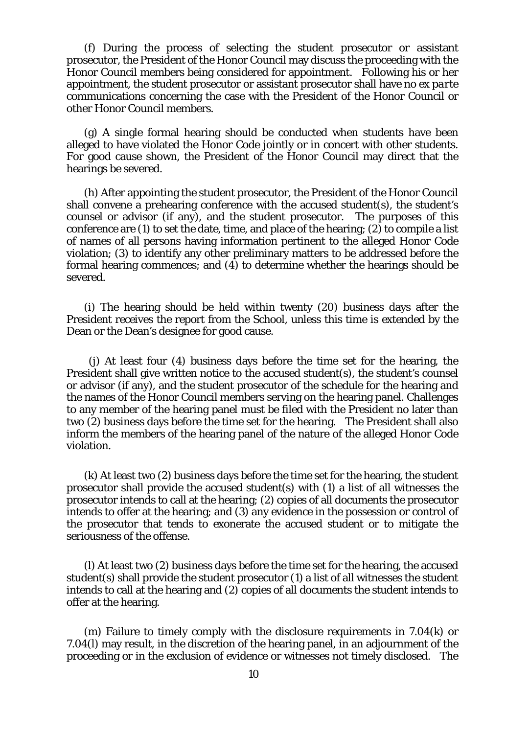(f) During the process of selecting the student prosecutor or assistant prosecutor, the President of the Honor Council may discuss the proceeding with the Honor Council members being considered for appointment. Following his or her appointment, the student prosecutor or assistant prosecutor shall have no *ex parte* communications concerning the case with the President of the Honor Council or other Honor Council members.

(g) A single formal hearing should be conducted when students have been alleged to have violated the Honor Code jointly or in concert with other students. For good cause shown, the President of the Honor Council may direct that the hearings be severed.

(h) After appointing the student prosecutor, the President of the Honor Council shall convene a prehearing conference with the accused student(s), the student's counsel or advisor (if any), and the student prosecutor. The purposes of this conference are (1) to set the date, time, and place of the hearing; (2) to compile a list of names of all persons having information pertinent to the alleged Honor Code violation; (3) to identify any other preliminary matters to be addressed before the formal hearing commences; and (4) to determine whether the hearings should be severed.

(i) The hearing should be held within twenty (20) business days after the President receives the report from the School, unless this time is extended by the Dean or the Dean's designee for good cause.

(j) At least four (4) business days before the time set for the hearing, the President shall give written notice to the accused student(s), the student's counsel or advisor (if any), and the student prosecutor of the schedule for the hearing and the names of the Honor Council members serving on the hearing panel. Challenges to any member of the hearing panel must be filed with the President no later than two (2) business days before the time set for the hearing. The President shall also inform the members of the hearing panel of the nature of the alleged Honor Code violation.

(k) At least two (2) business days before the time set for the hearing, the student prosecutor shall provide the accused student(s) with (1) a list of all witnesses the prosecutor intends to call at the hearing; (2) copies of all documents the prosecutor intends to offer at the hearing; and (3) any evidence in the possession or control of the prosecutor that tends to exonerate the accused student or to mitigate the seriousness of the offense.

(l) At least two (2) business days before the time set for the hearing, the accused student(s) shall provide the student prosecutor (1) a list of all witnesses the student intends to call at the hearing and (2) copies of all documents the student intends to offer at the hearing.

(m) Failure to timely comply with the disclosure requirements in 7.04(k) or 7.04(l) may result, in the discretion of the hearing panel, in an adjournment of the proceeding or in the exclusion of evidence or witnesses not timely disclosed. The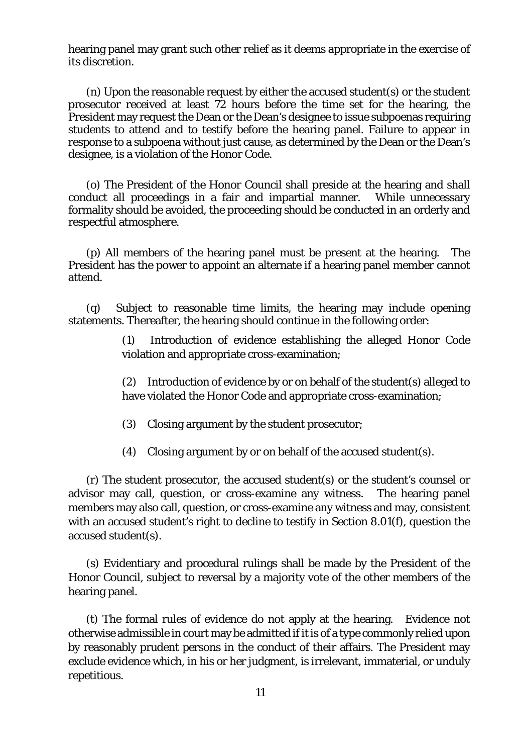hearing panel may grant such other relief as it deems appropriate in the exercise of its discretion.

(n) Upon the reasonable request by either the accused student(s) or the student prosecutor received at least 72 hours before the time set for the hearing, the President may request the Dean or the Dean's designee to issue subpoenas requiring students to attend and to testify before the hearing panel. Failure to appear in response to a subpoena without just cause, as determined by the Dean or the Dean's designee, is a violation of the Honor Code.

(o) The President of the Honor Council shall preside at the hearing and shall conduct all proceedings in a fair and impartial manner. While unnecessary formality should be avoided, the proceeding should be conducted in an orderly and respectful atmosphere.

(p) All members of the hearing panel must be present at the hearing. The President has the power to appoint an alternate if a hearing panel member cannot attend.

(q) Subject to reasonable time limits, the hearing may include opening statements. Thereafter, the hearing should continue in the following order:

> (1) Introduction of evidence establishing the alleged Honor Code violation and appropriate cross-examination;
>
> (2) Introduction of evidence by or on behalf of the student(s) alleged to have violated the Honor Code and appropriate cross-examination;
>
> (3) Closing argument by the student prosecutor;
>
> (4) Closing argument by or on behalf of the accused student(s).

(r) The student prosecutor, the accused student(s) or the student's counsel or advisor may call, question, or cross-examine any witness. The hearing panel members may also call, question, or cross-examine any witness and may, consistent with an accused student's right to decline to testify in Section 8.01(f), question the accused student(s).

(s) Evidentiary and procedural rulings shall be made by the President of the Honor Council, subject to reversal by a majority vote of the other members of the hearing panel.

(t) The formal rules of evidence do not apply at the hearing. Evidence not otherwise admissible in court may be admitted if it is of a type commonly relied upon by reasonably prudent persons in the conduct of their affairs. The President may exclude evidence which, in his or her judgment, is irrelevant, immaterial, or unduly repetitious.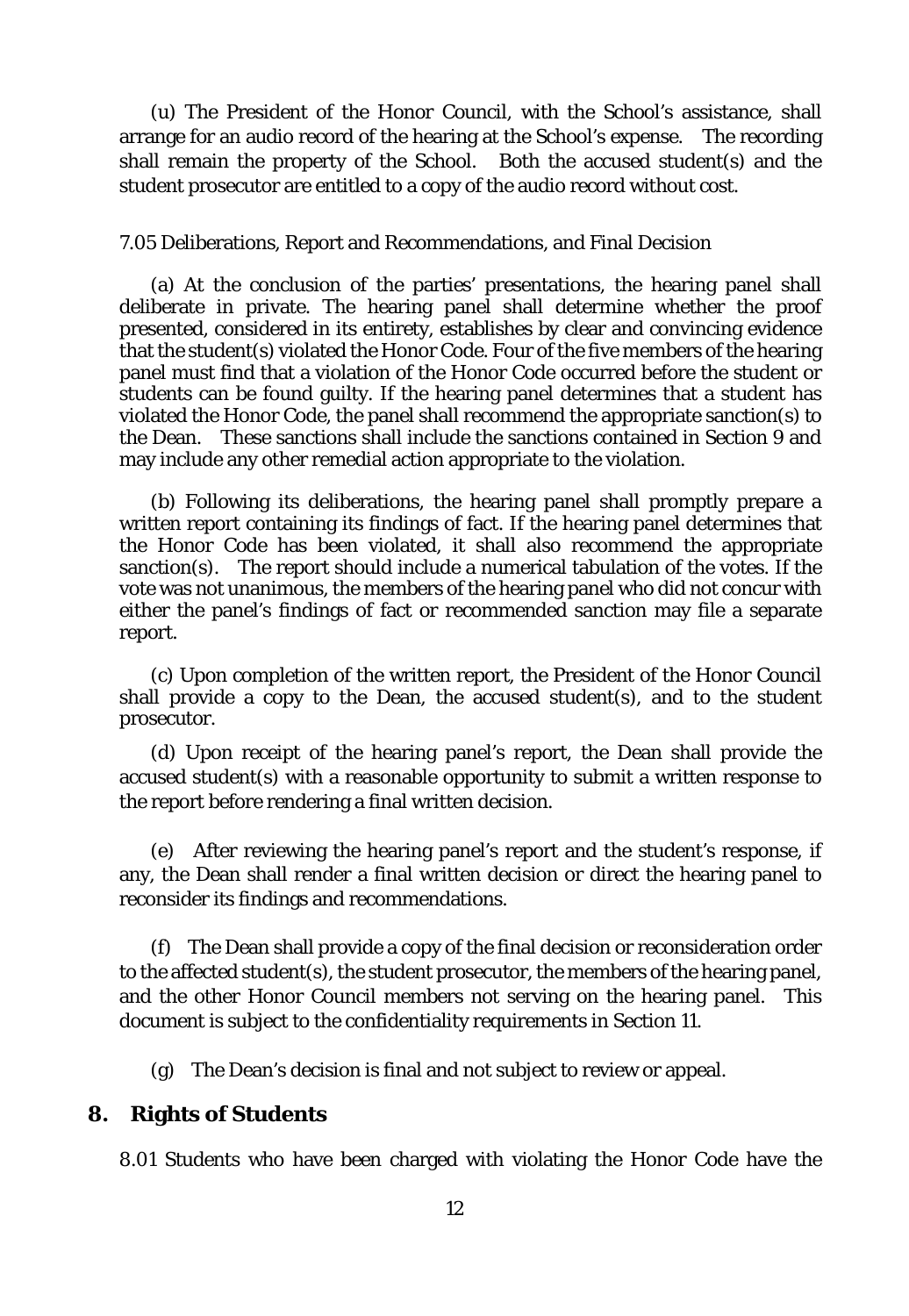(u) The President of the Honor Council, with the School's assistance, shall arrange for an audio record of the hearing at the School's expense. The recording shall remain the property of the School. Both the accused student(s) and the student prosecutor are entitled to a copy of the audio record without cost.

7.05 Deliberations, Report and Recommendations, and Final Decision

(a) At the conclusion of the parties' presentations, the hearing panel shall deliberate in private. The hearing panel shall determine whether the proof presented, considered in its entirety, establishes by clear and convincing evidence that the student(s) violated the Honor Code. Four of the five members of the hearing panel must find that a violation of the Honor Code occurred before the student or students can be found guilty. If the hearing panel determines that a student has violated the Honor Code, the panel shall recommend the appropriate sanction(s) to the Dean. These sanctions shall include the sanctions contained in Section 9 and may include any other remedial action appropriate to the violation.

(b) Following its deliberations, the hearing panel shall promptly prepare a written report containing its findings of fact. If the hearing panel determines that the Honor Code has been violated, it shall also recommend the appropriate sanction(s). The report should include a numerical tabulation of the votes. If the vote was not unanimous, the members of the hearing panel who did not concur with either the panel's findings of fact or recommended sanction may file a separate report.

(c) Upon completion of the written report, the President of the Honor Council shall provide a copy to the Dean, the accused student(s), and to the student prosecutor.

(d) Upon receipt of the hearing panel's report, the Dean shall provide the accused student(s) with a reasonable opportunity to submit a written response to the report before rendering a final written decision.

(e) After reviewing the hearing panel's report and the student's response, if any, the Dean shall render a final written decision or direct the hearing panel to reconsider its findings and recommendations.

(f) The Dean shall provide a copy of the final decision or reconsideration order to the affected student(s), the student prosecutor, the members of the hearing panel, and the other Honor Council members not serving on the hearing panel. This document is subject to the confidentiality requirements in Section 11.

(g) The Dean's decision is final and not subject to review or appeal.

## 8. Rights of Students

8.01 Students who have been charged with violating the Honor Code have the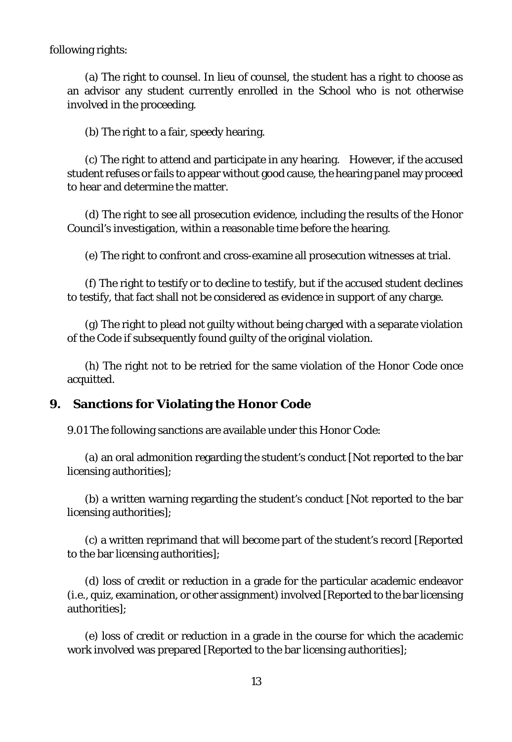following rights:

(a) The right to counsel. In lieu of counsel, the student has a right to choose as an advisor any student currently enrolled in the School who is not otherwise involved in the proceeding.

(b) The right to a fair, speedy hearing.

(c) The right to attend and participate in any hearing. However, if the accused student refuses or fails to appear without good cause, the hearing panel may proceed to hear and determine the matter.

(d) The right to see all prosecution evidence, including the results of the Honor Council's investigation, within a reasonable time before the hearing.

(e) The right to confront and cross-examine all prosecution witnesses at trial.

(f) The right to testify or to decline to testify, but if the accused student declines to testify, that fact shall not be considered as evidence in support of any charge.

(g) The right to plead not guilty without being charged with a separate violation of the Code if subsequently found guilty of the original violation.

(h) The right not to be retried for the same violation of the Honor Code once acquitted.

## 9. Sanctions for Violating the Honor Code

9.01 The following sanctions are available under this Honor Code:

(a) an oral admonition regarding the student's conduct [Not reported to the bar licensing authorities];

(b) a written warning regarding the student's conduct [Not reported to the bar licensing authorities];

(c) a written reprimand that will become part of the student's record [Reported to the bar licensing authorities];

(d) loss of credit or reduction in a grade for the particular academic endeavor (i.e., quiz, examination, or other assignment) involved [Reported to the bar licensing authorities];

(e) loss of credit or reduction in a grade in the course for which the academic work involved was prepared [Reported to the bar licensing authorities];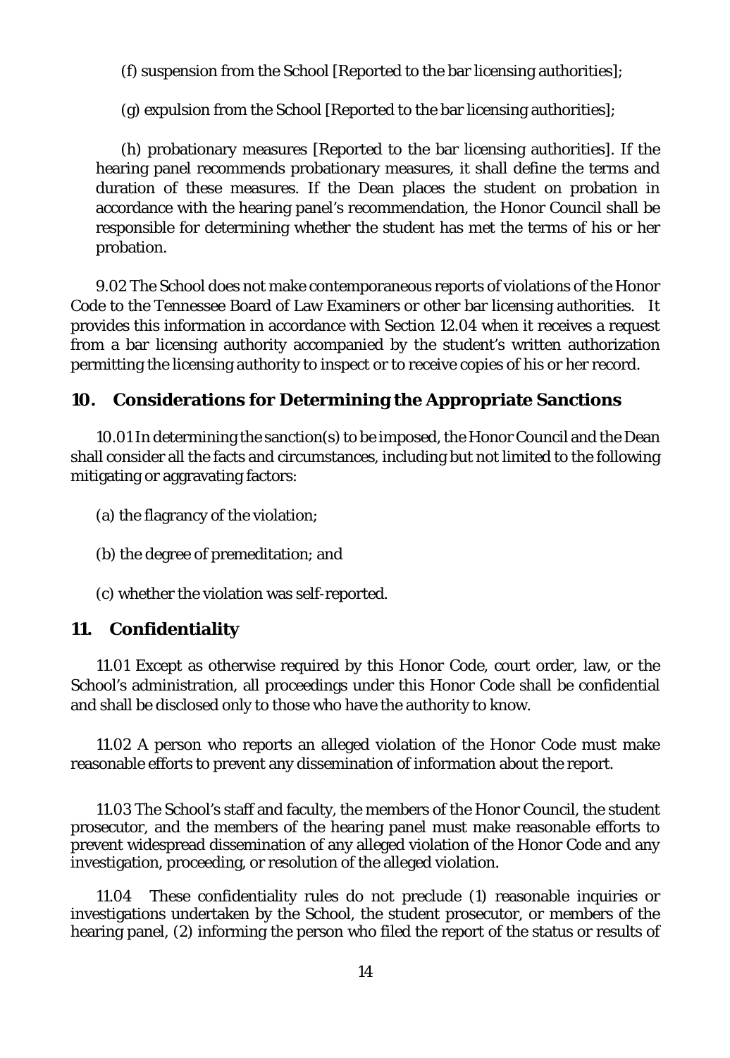(f) suspension from the School [Reported to the bar licensing authorities];

(g) expulsion from the School [Reported to the bar licensing authorities];

(h) probationary measures [Reported to the bar licensing authorities]. If the hearing panel recommends probationary measures, it shall define the terms and duration of these measures. If the Dean places the student on probation in accordance with the hearing panel's recommendation, the Honor Council shall be responsible for determining whether the student has met the terms of his or her probation.

9.02 The School does not make contemporaneous reports of violations of the Honor Code to the Tennessee Board of Law Examiners or other bar licensing authorities. It provides this information in accordance with Section 12.04 when it receives a request from a bar licensing authority accompanied by the student's written authorization permitting the licensing authority to inspect or to receive copies of his or her record.

## 10. Considerations for Determining the Appropriate Sanctions

10.01 In determining the sanction(s) to be imposed, the Honor Council and the Dean shall consider all the facts and circumstances, including but not limited to the following mitigating or aggravating factors:

(a) the flagrancy of the violation;

(b) the degree of premeditation; and

(c) whether the violation was self-reported.

## 11. Confidentiality

11.01 Except as otherwise required by this Honor Code, court order, law, or the School's administration, all proceedings under this Honor Code shall be confidential and shall be disclosed only to those who have the authority to know.

11.02 A person who reports an alleged violation of the Honor Code must make reasonable efforts to prevent any dissemination of information about the report.

11.03 The School's staff and faculty, the members of the Honor Council, the student prosecutor, and the members of the hearing panel must make reasonable efforts to prevent widespread dissemination of any alleged violation of the Honor Code and any investigation, proceeding, or resolution of the alleged violation.

11.04 These confidentiality rules do not preclude (1) reasonable inquiries or investigations undertaken by the School, the student prosecutor, or members of the hearing panel, (2) informing the person who filed the report of the status or results of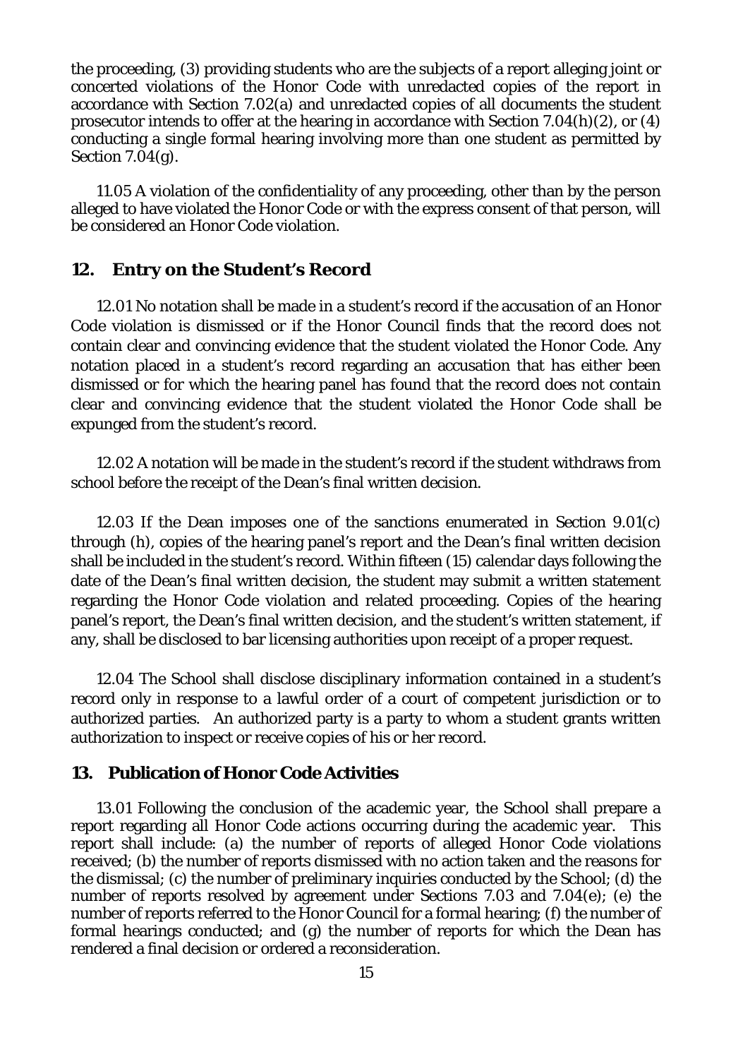the proceeding, (3) providing students who are the subjects of a report alleging joint or concerted violations of the Honor Code with unredacted copies of the report in accordance with Section 7.02(a) and unredacted copies of all documents the student prosecutor intends to offer at the hearing in accordance with Section 7.04(h)(2), or (4) conducting a single formal hearing involving more than one student as permitted by Section 7.04(g).

11.05 A violation of the confidentiality of any proceeding, other than by the person alleged to have violated the Honor Code or with the express consent of that person, will be considered an Honor Code violation.

## 12. Entry on the Student's Record

12.01 No notation shall be made in a student's record if the accusation of an Honor Code violation is dismissed or if the Honor Council finds that the record does not contain clear and convincing evidence that the student violated the Honor Code. Any notation placed in a student's record regarding an accusation that has either been dismissed or for which the hearing panel has found that the record does not contain clear and convincing evidence that the student violated the Honor Code shall be expunged from the student's record.

12.02 A notation will be made in the student's record if the student withdraws from school before the receipt of the Dean's final written decision.

12.03 If the Dean imposes one of the sanctions enumerated in Section 9.01(c) through (h), copies of the hearing panel's report and the Dean's final written decision shall be included in the student's record. Within fifteen (15) calendar days following the date of the Dean's final written decision, the student may submit a written statement regarding the Honor Code violation and related proceeding. Copies of the hearing panel's report, the Dean's final written decision, and the student's written statement, if any, shall be disclosed to bar licensing authorities upon receipt of a proper request.

12.04 The School shall disclose disciplinary information contained in a student's record only in response to a lawful order of a court of competent jurisdiction or to authorized parties. An authorized party is a party to whom a student grants written authorization to inspect or receive copies of his or her record.

## 13. Publication of Honor Code Activities

13.01 Following the conclusion of the academic year, the School shall prepare a report regarding all Honor Code actions occurring during the academic year. This report shall include: (a) the number of reports of alleged Honor Code violations received; (b) the number of reports dismissed with no action taken and the reasons for the dismissal; (c) the number of preliminary inquiries conducted by the School; (d) the number of reports resolved by agreement under Sections 7.03 and 7.04(e); (e) the number of reports referred to the Honor Council for a formal hearing; (f) the number of formal hearings conducted; and (g) the number of reports for which the Dean has rendered a final decision or ordered a reconsideration.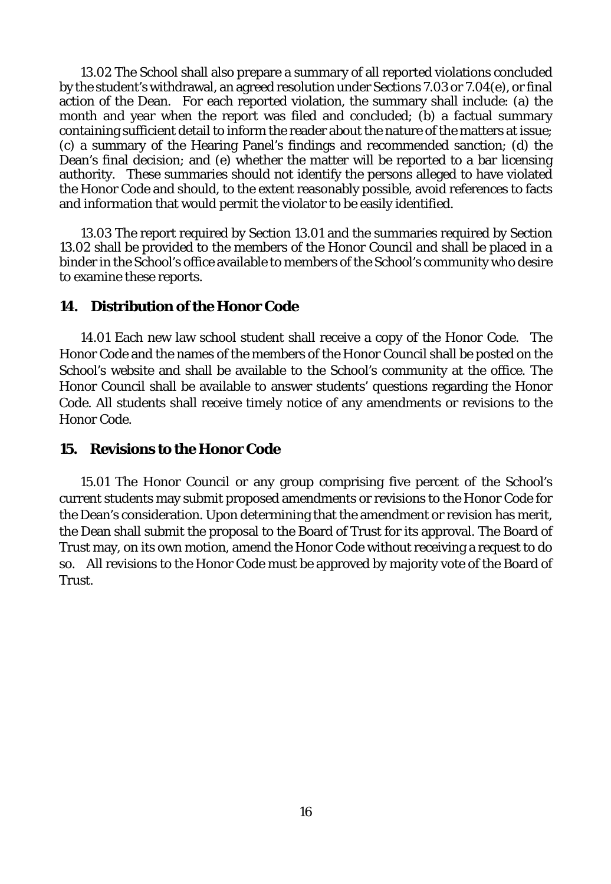13.02 The School shall also prepare a summary of all reported violations concluded by the student's withdrawal, an agreed resolution under Sections 7.03 or 7.04(e), or final action of the Dean. For each reported violation, the summary shall include: (a) the month and year when the report was filed and concluded; (b) a factual summary containing sufficient detail to inform the reader about the nature of the matters at issue; (c) a summary of the Hearing Panel's findings and recommended sanction; (d) the Dean's final decision; and (e) whether the matter will be reported to a bar licensing authority. These summaries should not identify the persons alleged to have violated the Honor Code and should, to the extent reasonably possible, avoid references to facts and information that would permit the violator to be easily identified.

13.03 The report required by Section 13.01 and the summaries required by Section 13.02 shall be provided to the members of the Honor Council and shall be placed in a binder in the School's office available to members of the School's community who desire to examine these reports.

## 14. Distribution of the Honor Code

14.01 Each new law school student shall receive a copy of the Honor Code. The Honor Code and the names of the members of the Honor Council shall be posted on the School's website and shall be available to the School's community at the office. The Honor Council shall be available to answer students' questions regarding the Honor Code. All students shall receive timely notice of any amendments or revisions to the Honor Code.

## 15. Revisions to the Honor Code

15.01 The Honor Council or any group comprising five percent of the School's current students may submit proposed amendments or revisions to the Honor Code for the Dean's consideration. Upon determining that the amendment or revision has merit, the Dean shall submit the proposal to the Board of Trust for its approval. The Board of Trust may, on its own motion, amend the Honor Code without receiving a request to do so. All revisions to the Honor Code must be approved by majority vote of the Board of Trust.